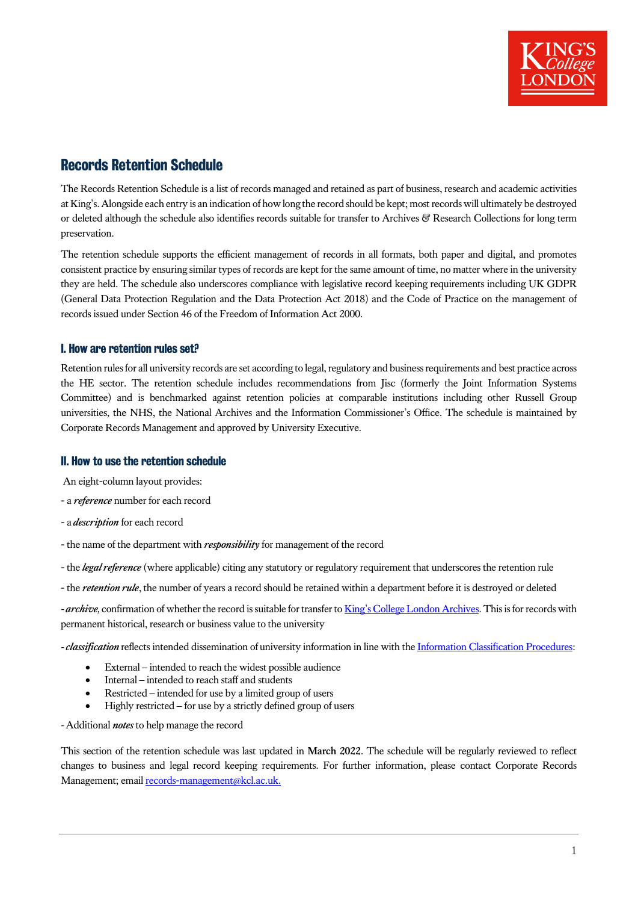# Records Retention Schedule

The Records Retention Schedule is a list of records managed and retained as part of business, research and academic activities at King's. Alongside each entry is an indication of how long the record should be kept; most records will ultimately be destroyed or deleted although the schedule also identifies records suitable for transfer to Archives & Research Collections for long term preservation.

The retention schedule supports the efficient management of records in all formats, both paper and digital, and promotes consistent practice by ensuring similar types of records are kept for the same amount of time, no matter where in the university they are held. The schedule also underscores compliance with legislative record keeping requirements including UK GDPR (General Data Protection Regulation and the Data Protection Act 2018) and the Code of Practice on the management of records issued under Section 46 of the Freedom of Information Act 2000.

## I. How are retention rules set?

Retention rules for all university records are set according to legal, regulatory and business requirements and best practice across the HE sector. The retention schedule includes recommendations from Jisc (formerly the Joint Information Systems Committee) and is benchmarked against retention policies at comparable institutions including other Russell Group universities, the NHS, the National Archives and the Information Commissioner's Office. The schedule is maintained by Corporate Records Management and approved by University Executive.

## II. How to use the retention schedule

An eight-column layout provides:

- a ***reference*** number for each record

- a ***description*** for each record

- the name of the department with ***responsibility*** for management of the record

- the ***legal reference*** (where applicable) citing any statutory or regulatory requirement that underscores the retention rule

- the ***retention rule***, the number of years a record should be retained within a department before it is destroyed or deleted

- ***archive***, confirmation of whether the record is suitable for transfer to [King's College London Archives](). This is for records with permanent historical, research or business value to the university

- ***classification*** reflects intended dissemination of university information in line with the [Information Classification Procedures]():

- External – intended to reach the widest possible audience
- Internal – intended to reach staff and students
- Restricted – intended for use by a limited group of users
- Highly restricted – for use by a strictly defined group of users

- Additional ***notes*** to help manage the record

This section of the retention schedule was last updated in **March 2022**. The schedule will be regularly reviewed to reflect changes to business and legal record keeping requirements. For further information, please contact Corporate Records Management; email [records-management@kcl.ac.uk.](mailto:records-management@kcl.ac.uk)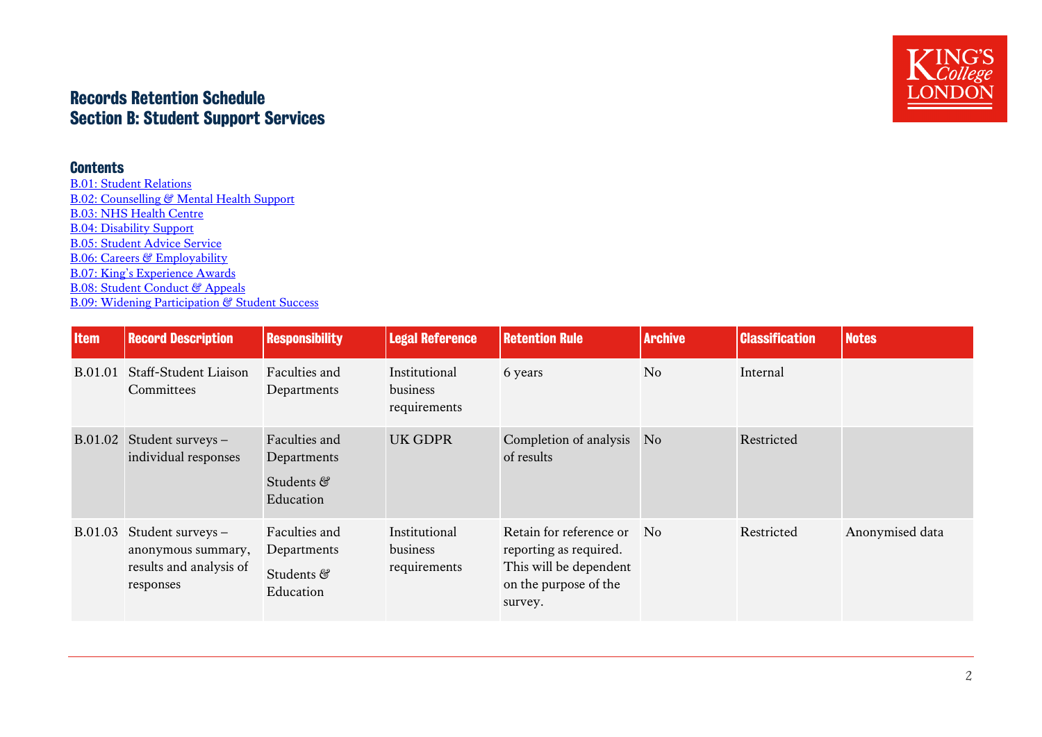# Records Retention Schedule
# Section B: Student Support Services

## Contents

- B.01: Student Relations
- B.02: Counselling & Mental Health Support
- B.03: NHS Health Centre
- B.04: Disability Support
- B.05: Student Advice Service
- B.06: Careers & Employability
- B.07: King's Experience Awards
- B.08: Student Conduct & Appeals
- B.09: Widening Participation & Student Success

| Item | Record Description | Responsibility | Legal Reference | Retention Rule | Archive | Classification | Notes |
|---|---|---|---|---|---|---|---|
| B.01.01 | Staff-Student Liaison Committees | Faculties and Departments | Institutional business requirements | 6 years | No | Internal | |
| B.01.02 | Student surveys – individual responses | Faculties and Departments<br>Students & Education | UK GDPR | Completion of analysis of results | No | Restricted | |
| B.01.03 | Student surveys – anonymous summary, results and analysis of responses | Faculties and Departments<br>Students & Education | Institutional business requirements | Retain for reference or reporting as required. This will be dependent on the purpose of the survey. | No | Restricted | Anonymised data |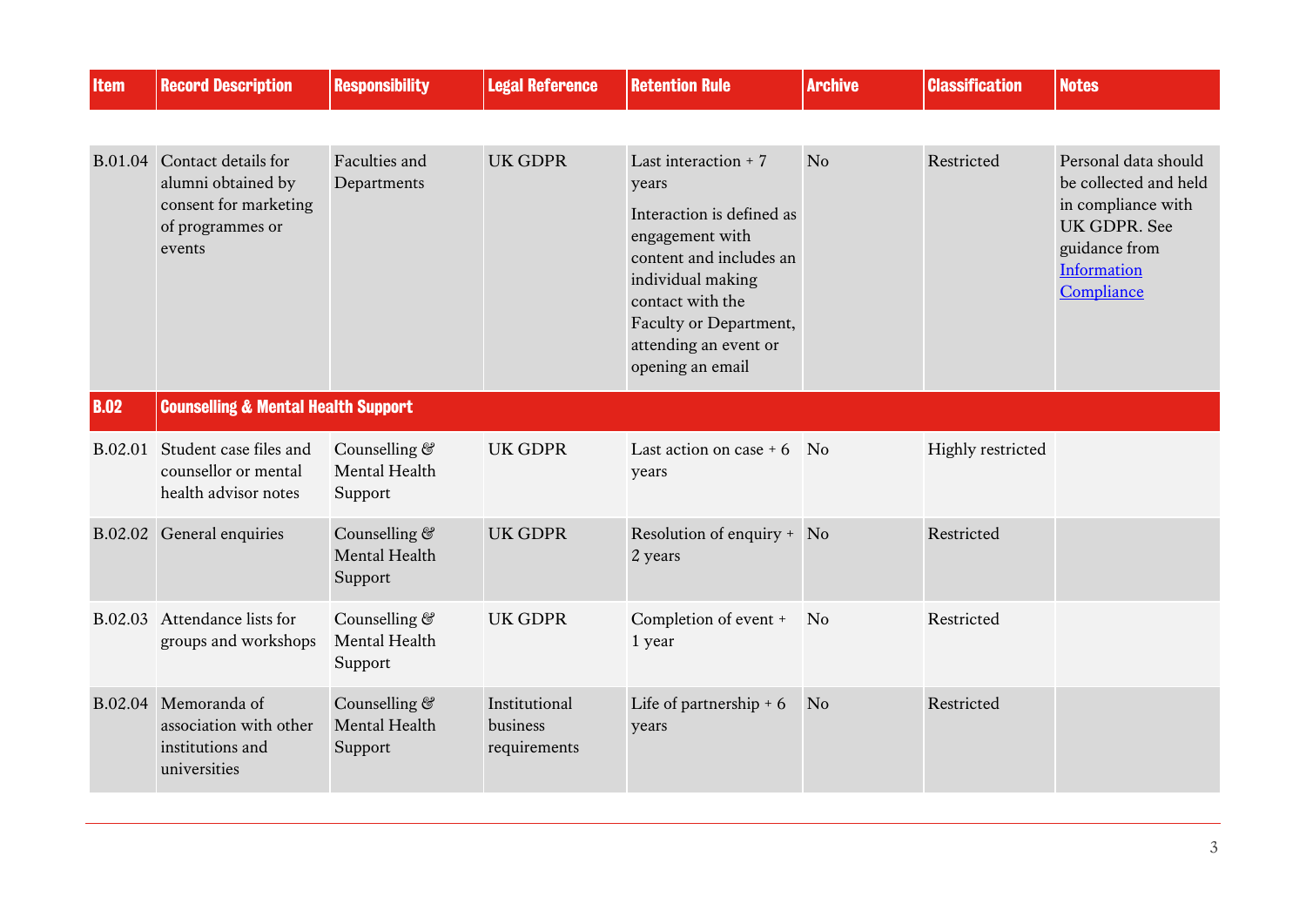| Item | Record Description | Responsibility | Legal Reference | Retention Rule | Archive | Classification | Notes |
|---|---|---|---|---|---|---|---|
| B.01.04 | Contact details for alumni obtained by consent for marketing of programmes or events | Faculties and Departments | UK GDPR | Last interaction + 7 years<br><br>Interaction is defined as engagement with content and includes an individual making contact with the Faculty or Department, attending an event or opening an email | No | Restricted | Personal data should be collected and held in compliance with UK GDPR. See guidance from [Information Compliance]() |
| **B.02** | **Counselling & Mental Health Support** | | | | | | |
| B.02.01 | Student case files and counsellor or mental health advisor notes | Counselling & Mental Health Support | UK GDPR | Last action on case + 6 years | No | Highly restricted | |
| B.02.02 | General enquiries | Counselling & Mental Health Support | UK GDPR | Resolution of enquiry + 2 years | No | Restricted | |
| B.02.03 | Attendance lists for groups and workshops | Counselling & Mental Health Support | UK GDPR | Completion of event + 1 year | No | Restricted | |
| B.02.04 | Memoranda of association with other institutions and universities | Counselling & Mental Health Support | Institutional business requirements | Life of partnership + 6 years | No | Restricted | |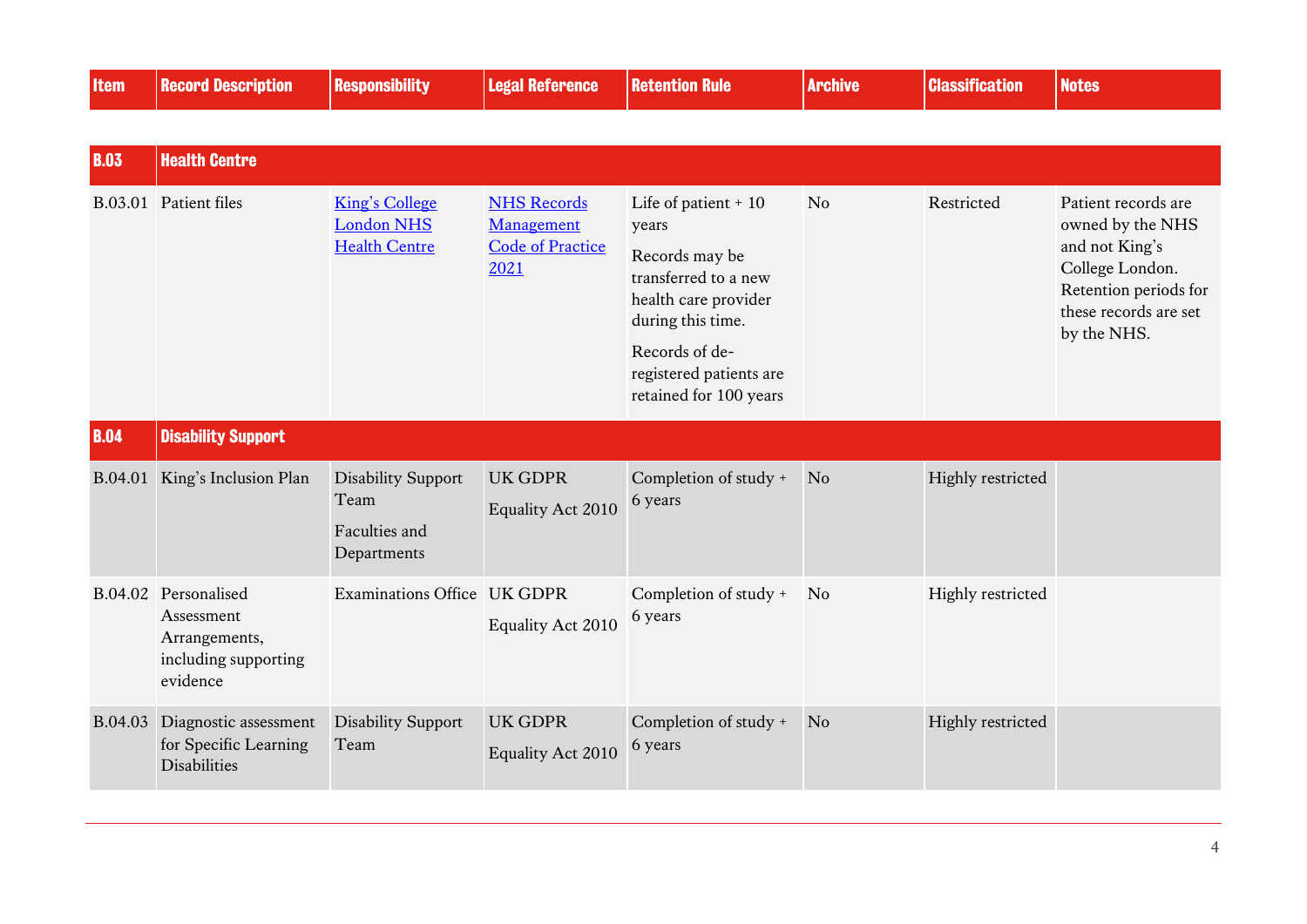| Item | Record Description | Responsibility | Legal Reference | Retention Rule | Archive | Classification | Notes |
|---|---|---|---|---|---|---|---|
| **B.03** | **Health Centre** | | | | | | |
| B.03.01 | Patient files | King's College London NHS Health Centre | NHS Records Management Code of Practice 2021 | Life of patient + 10 years<br><br>Records may be transferred to a new health care provider during this time.<br><br>Records of de-registered patients are retained for 100 years | No | Restricted | Patient records are owned by the NHS and not King's College London. Retention periods for these records are set by the NHS. |
| **B.04** | **Disability Support** | | | | | | |
| B.04.01 | King's Inclusion Plan | Disability Support Team<br><br>Faculties and Departments | UK GDPR<br><br>Equality Act 2010 | Completion of study + 6 years | No | Highly restricted | |
| B.04.02 | Personalised Assessment Arrangements, including supporting evidence | Examinations Office | UK GDPR<br><br>Equality Act 2010 | Completion of study + 6 years | No | Highly restricted | |
| B.04.03 | Diagnostic assessment for Specific Learning Disabilities | Disability Support Team | UK GDPR<br><br>Equality Act 2010 | Completion of study + 6 years | No | Highly restricted | |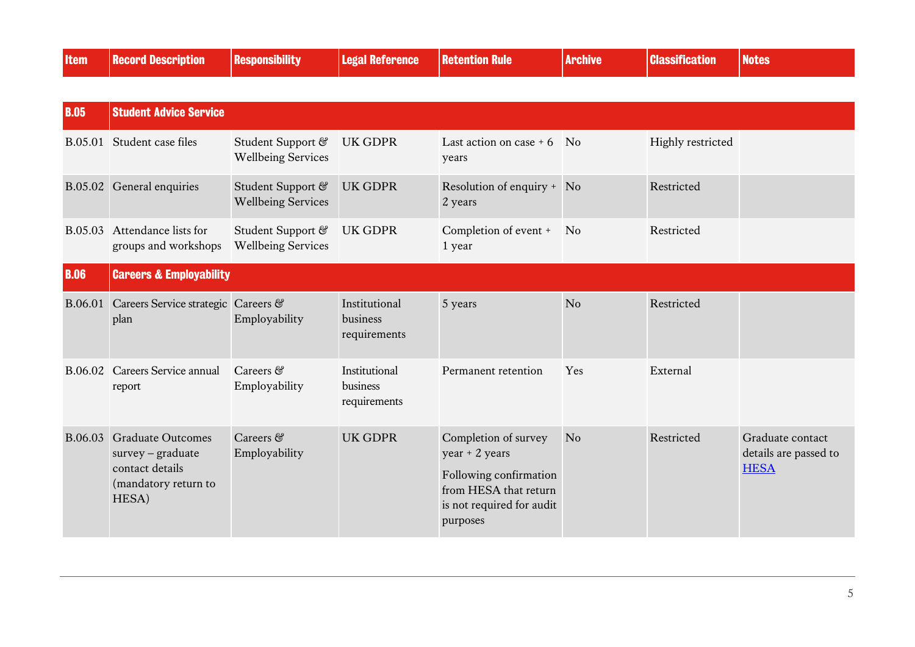| Item | Record Description | Responsibility | Legal Reference | Retention Rule | Archive | Classification | Notes |
|---|---|---|---|---|---|---|---|
| **B.05** | **Student Advice Service** | | | | | | |
| B.05.01 | Student case files | Student Support & Wellbeing Services | UK GDPR | Last action on case + 6 years | No | Highly restricted | |
| B.05.02 | General enquiries | Student Support & Wellbeing Services | UK GDPR | Resolution of enquiry + 2 years | No | Restricted | |
| B.05.03 | Attendance lists for groups and workshops | Student Support & Wellbeing Services | UK GDPR | Completion of event + 1 year | No | Restricted | |
| **B.06** | **Careers & Employability** | | | | | | |
| B.06.01 | Careers Service strategic plan | Careers & Employability | Institutional business requirements | 5 years | No | Restricted | |
| B.06.02 | Careers Service annual report | Careers & Employability | Institutional business requirements | Permanent retention | Yes | External | |
| B.06.03 | Graduate Outcomes survey – graduate contact details (mandatory return to HESA) | Careers & Employability | UK GDPR | Completion of survey year + 2 years<br><br>Following confirmation from HESA that return is not required for audit purposes | No | Restricted | Graduate contact details are passed to [HESA]() |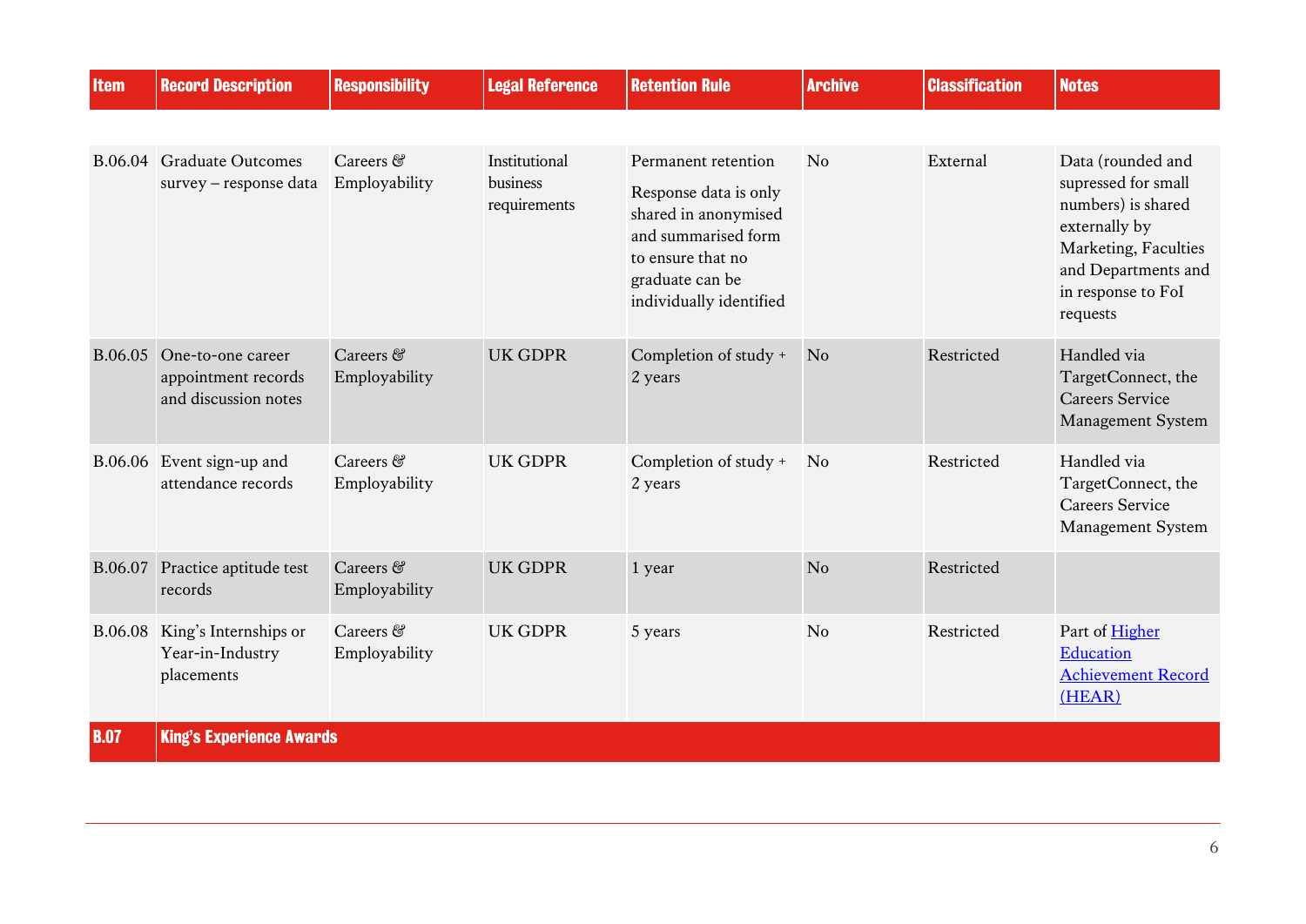| Item | Record Description | Responsibility | Legal Reference | Retention Rule | Archive | Classification | Notes |
|---|---|---|---|---|---|---|---|
| B.06.04 | Graduate Outcomes survey – response data | Careers & Employability | Institutional business requirements | Permanent retention<br><br>Response data is only shared in anonymised and summarised form to ensure that no graduate can be individually identified | No | External | Data (rounded and supressed for small numbers) is shared externally by Marketing, Faculties and Departments and in response to FoI requests |
| B.06.05 | One-to-one career appointment records and discussion notes | Careers & Employability | UK GDPR | Completion of study + 2 years | No | Restricted | Handled via TargetConnect, the Careers Service Management System |
| B.06.06 | Event sign-up and attendance records | Careers & Employability | UK GDPR | Completion of study + 2 years | No | Restricted | Handled via TargetConnect, the Careers Service Management System |
| B.06.07 | Practice aptitude test records | Careers & Employability | UK GDPR | 1 year | No | Restricted | |
| B.06.08 | King's Internships or Year-in-Industry placements | Careers & Employability | UK GDPR | 5 years | No | Restricted | Part of Higher Education Achievement Record (HEAR) |
| **B.07** | **King's Experience Awards** | | | | | | |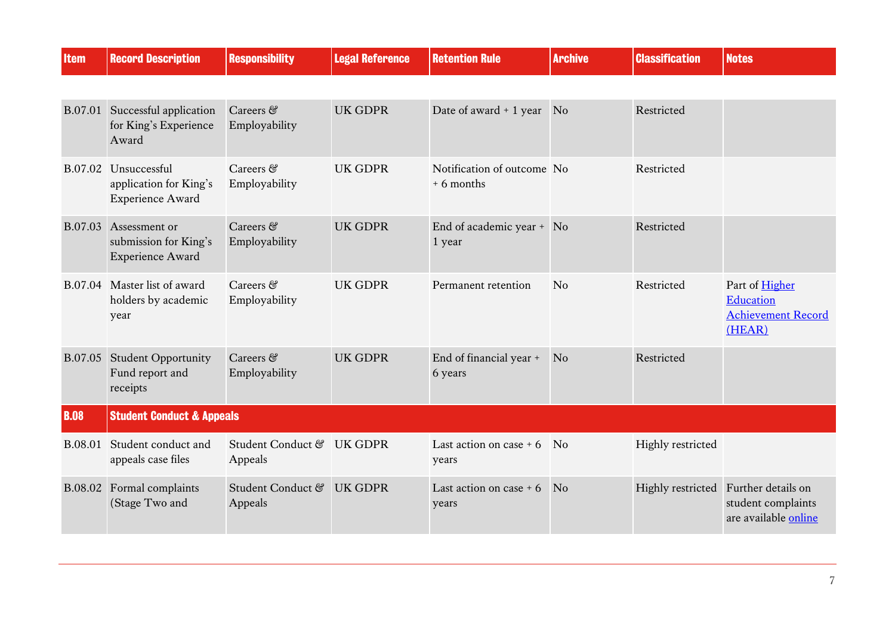| Item | Record Description | Responsibility | Legal Reference | Retention Rule | Archive | Classification | Notes |
|---|---|---|---|---|---|---|---|
| B.07.01 | Successful application for King's Experience Award | Careers & Employability | UK GDPR | Date of award + 1 year | No | Restricted | |
| B.07.02 | Unsuccessful application for King's Experience Award | Careers & Employability | UK GDPR | Notification of outcome + 6 months | No | Restricted | |
| B.07.03 | Assessment or submission for King's Experience Award | Careers & Employability | UK GDPR | End of academic year + 1 year | No | Restricted | |
| B.07.04 | Master list of award holders by academic year | Careers & Employability | UK GDPR | Permanent retention | No | Restricted | Part of Higher Education Achievement Record (HEAR) |
| B.07.05 | Student Opportunity Fund report and receipts | Careers & Employability | UK GDPR | End of financial year + 6 years | No | Restricted | |
| **B.08** | **Student Conduct & Appeals** | | | | | | |
| B.08.01 | Student conduct and appeals case files | Student Conduct & Appeals | UK GDPR | Last action on case + 6 years | No | Highly restricted | |
| B.08.02 | Formal complaints (Stage Two and | Student Conduct & Appeals | UK GDPR | Last action on case + 6 years | No | Highly restricted | Further details on student complaints are available online |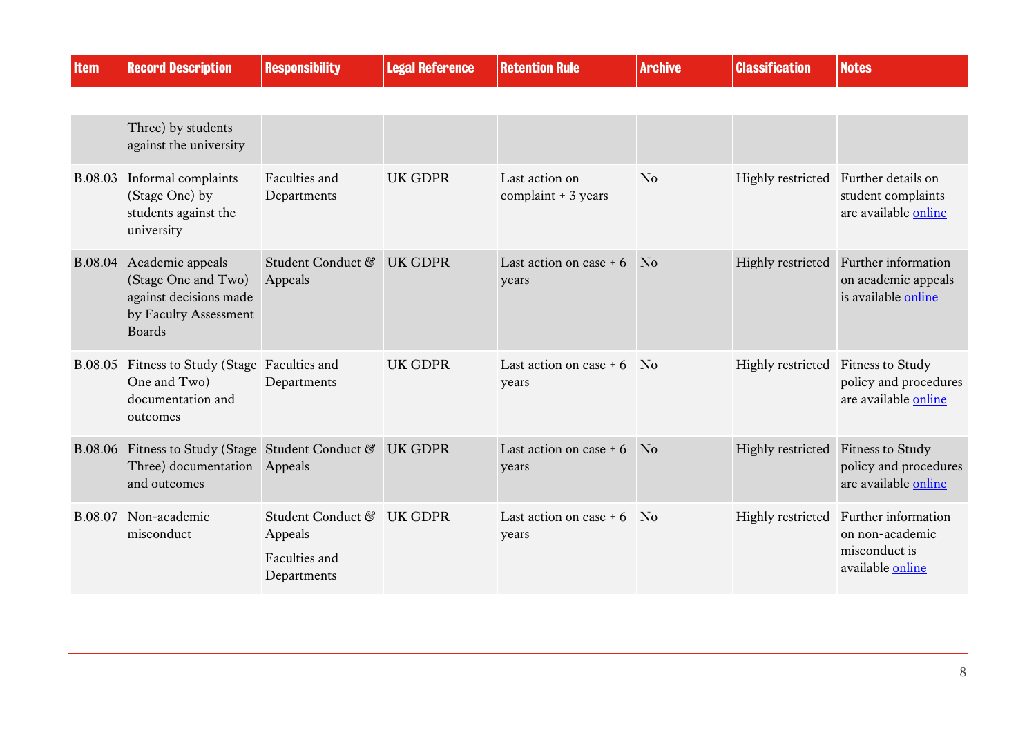| Item | Record Description | Responsibility | Legal Reference | Retention Rule | Archive | Classification | Notes |
|---|---|---|---|---|---|---|---|
| | Three) by students against the university | | | | | | |
| B.08.03 | Informal complaints (Stage One) by students against the university | Faculties and Departments | UK GDPR | Last action on complaint + 3 years | No | Highly restricted | Further details on student complaints are available online |
| B.08.04 | Academic appeals (Stage One and Two) against decisions made by Faculty Assessment Boards | Student Conduct & Appeals | UK GDPR | Last action on case + 6 years | No | Highly restricted | Further information on academic appeals is available online |
| B.08.05 | Fitness to Study (Stage One and Two) documentation and outcomes | Faculties and Departments | UK GDPR | Last action on case + 6 years | No | Highly restricted | Fitness to Study policy and procedures are available online |
| B.08.06 | Fitness to Study (Stage Three) documentation and outcomes | Student Conduct & Appeals | UK GDPR | Last action on case + 6 years | No | Highly restricted | Fitness to Study policy and procedures are available online |
| B.08.07 | Non-academic misconduct | Student Conduct & Appeals<br>Faculties and Departments | UK GDPR | Last action on case + 6 years | No | Highly restricted | Further information on non-academic misconduct is available online |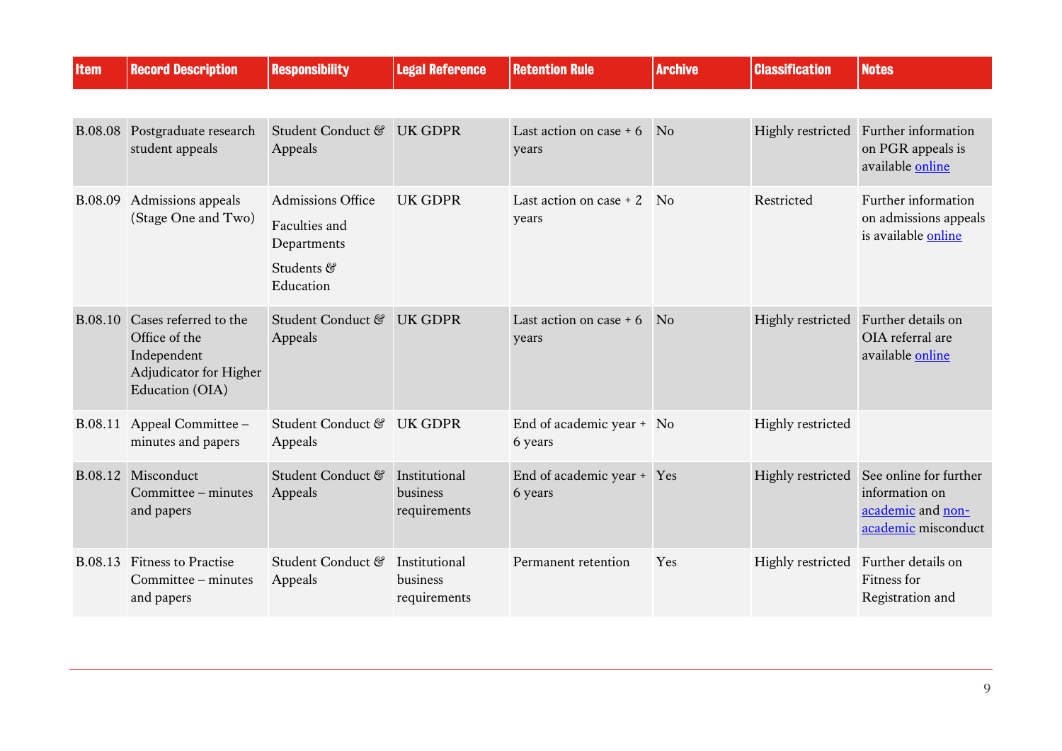| Item | Record Description | Responsibility | Legal Reference | Retention Rule | Archive | Classification | Notes |
|---|---|---|---|---|---|---|---|
| B.08.08 | Postgraduate research student appeals | Student Conduct & Appeals | UK GDPR | Last action on case + 6 years | No | Highly restricted | Further information on PGR appeals is available online |
| B.08.09 | Admissions appeals (Stage One and Two) | Admissions Office<br>Faculties and Departments<br>Students & Education | UK GDPR | Last action on case + 2 years | No | Restricted | Further information on admissions appeals is available online |
| B.08.10 | Cases referred to the Office of the Independent Adjudicator for Higher Education (OIA) | Student Conduct & Appeals | UK GDPR | Last action on case + 6 years | No | Highly restricted | Further details on OIA referral are available online |
| B.08.11 | Appeal Committee – minutes and papers | Student Conduct & Appeals | UK GDPR | End of academic year + 6 years | No | Highly restricted | |
| B.08.12 | Misconduct Committee – minutes and papers | Student Conduct & Appeals | Institutional business requirements | End of academic year + 6 years | Yes | Highly restricted | See online for further information on academic and non-academic misconduct |
| B.08.13 | Fitness to Practise Committee – minutes and papers | Student Conduct & Appeals | Institutional business requirements | Permanent retention | Yes | Highly restricted | Further details on Fitness for Registration and |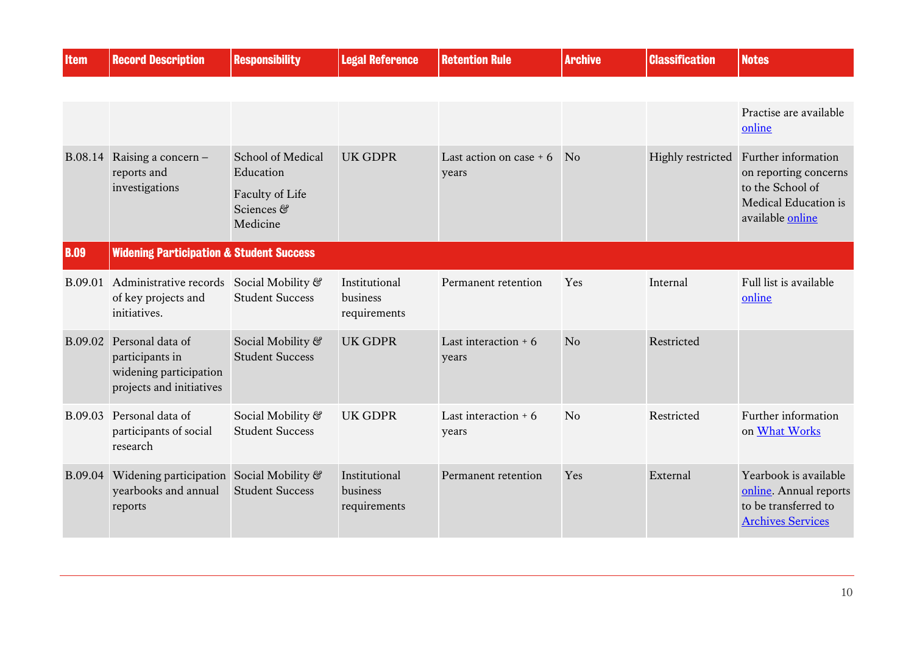| Item | Record Description | Responsibility | Legal Reference | Retention Rule | Archive | Classification | Notes |
|---|---|---|---|---|---|---|---|
| | | | | | | | Practise are available online |
| B.08.14 | Raising a concern – reports and investigations | School of Medical Education Faculty of Life Sciences & Medicine | UK GDPR | Last action on case + 6 years | No | Highly restricted | Further information on reporting concerns to the School of Medical Education is available online |
| **B.09** | **Widening Participation & Student Success** | | | | | | |
| B.09.01 | Administrative records of key projects and initiatives. | Social Mobility & Student Success | Institutional business requirements | Permanent retention | Yes | Internal | Full list is available online |
| B.09.02 | Personal data of participants in widening participation projects and initiatives | Social Mobility & Student Success | UK GDPR | Last interaction + 6 years | No | Restricted | |
| B.09.03 | Personal data of participants of social research | Social Mobility & Student Success | UK GDPR | Last interaction + 6 years | No | Restricted | Further information on What Works |
| B.09.04 | Widening participation yearbooks and annual reports | Social Mobility & Student Success | Institutional business requirements | Permanent retention | Yes | External | Yearbook is available online. Annual reports to be transferred to Archives Services |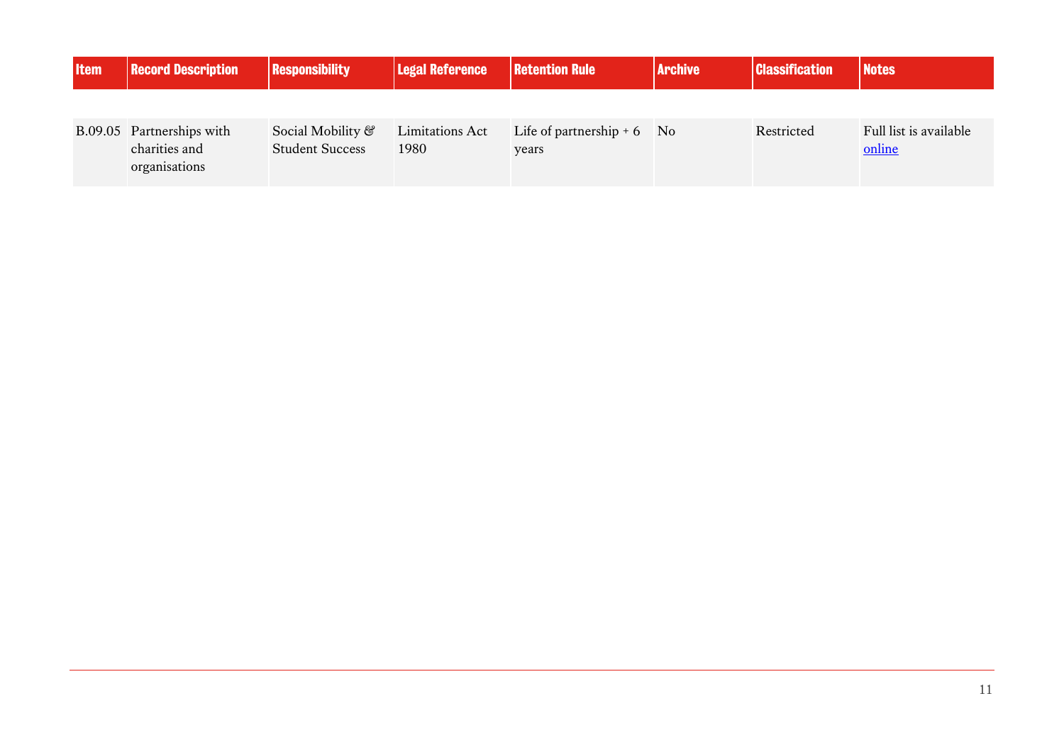| Item | Record Description | Responsibility | Legal Reference | Retention Rule | Archive | Classification | Notes |
|---|---|---|---|---|---|---|---|
| B.09.05 | Partnerships with charities and organisations | Social Mobility & Student Success | Limitations Act 1980 | Life of partnership + 6 years | No | Restricted | Full list is available online |